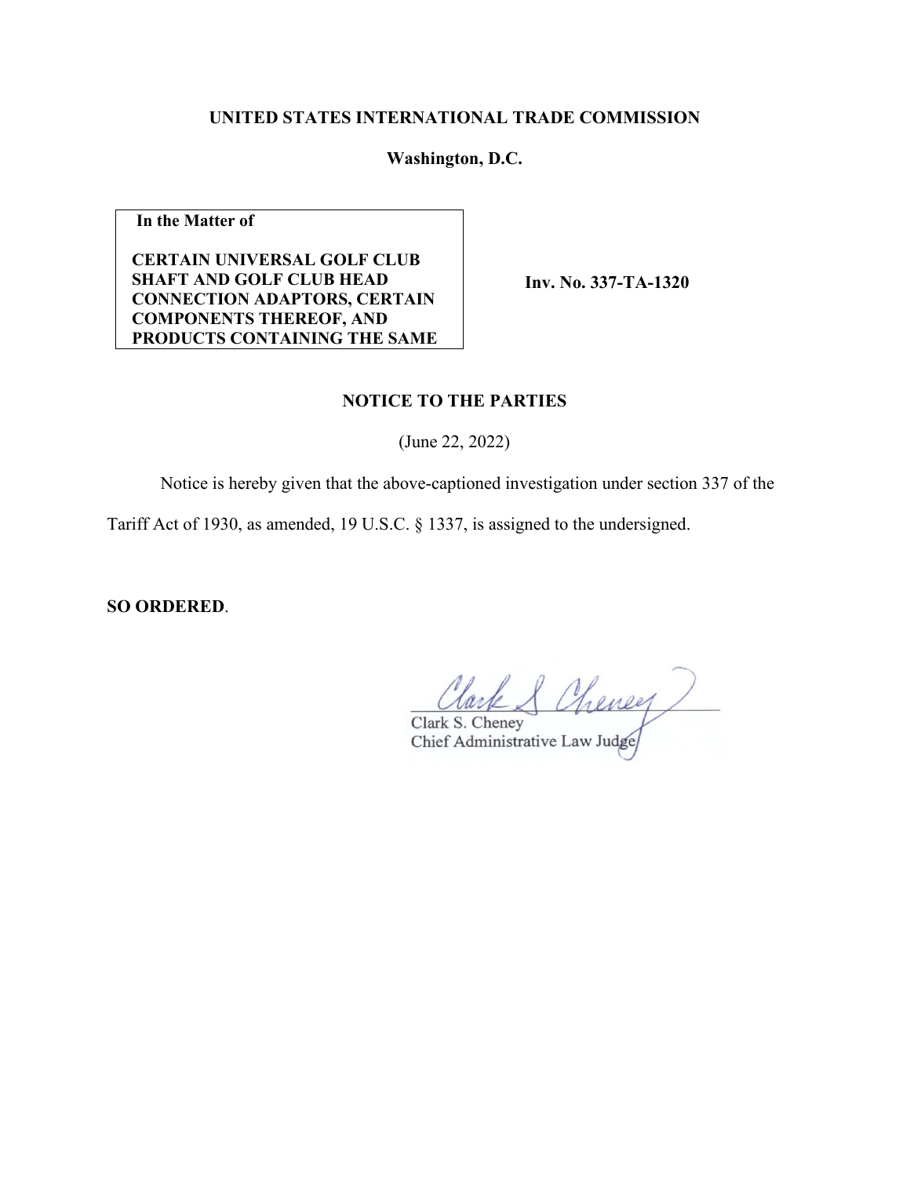**UNITED STATES INTERNATIONAL TRADE COMMISSION**

**Washington, D.C.**

| **In the Matter of**<br><br>**CERTAIN UNIVERSAL GOLF CLUB SHAFT AND GOLF CLUB HEAD CONNECTION ADAPTORS, CERTAIN COMPONENTS THEREOF, AND PRODUCTS CONTAINING THE SAME** | **Inv. No. 337-TA-1320** |
|---|---|

**NOTICE TO THE PARTIES**

(June 22, 2022)

Notice is hereby given that the above-captioned investigation under section 337 of the Tariff Act of 1930, as amended, 19 U.S.C. § 1337, is assigned to the undersigned.

**SO ORDERED**.

Clark S. Cheney
Chief Administrative Law Judge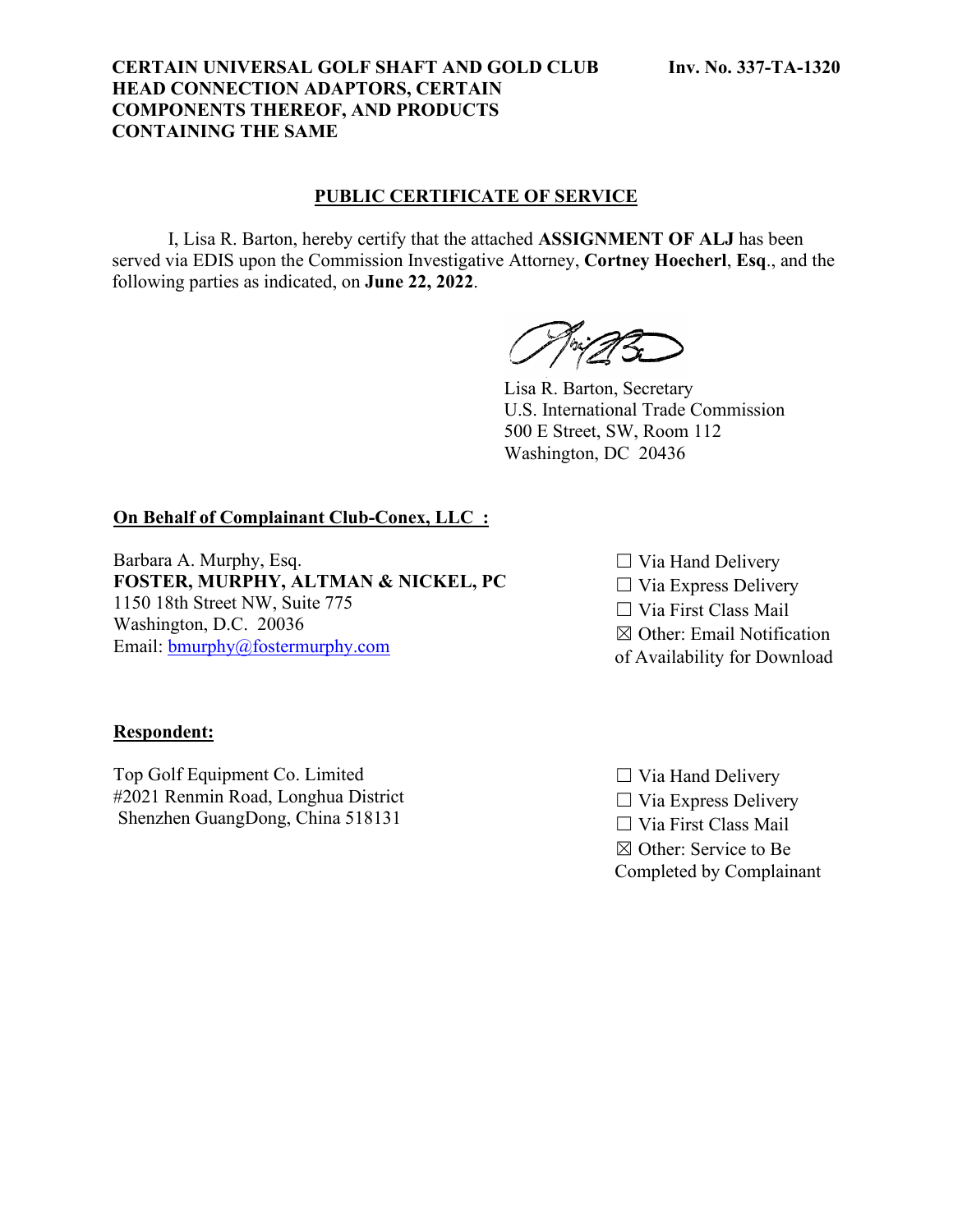**CERTAIN UNIVERSAL GOLF SHAFT AND GOLD CLUB HEAD CONNECTION ADAPTORS, CERTAIN COMPONENTS THEREOF, AND PRODUCTS CONTAINING THE SAME**

**Inv. No. 337-TA-1320**

## PUBLIC CERTIFICATE OF SERVICE

I, Lisa R. Barton, hereby certify that the attached **ASSIGNMENT OF ALJ** has been served via EDIS upon the Commission Investigative Attorney, **Cortney Hoecherl**, **Esq**., and the following parties as indicated, on **June 22, 2022**.

Lisa R. Barton, Secretary
U.S. International Trade Commission
500 E Street, SW, Room 112
Washington, DC 20436

**On Behalf of Complainant Club-Conex, LLC :**

Barbara A. Murphy, Esq.
**FOSTER, MURPHY, ALTMAN & NICKEL, PC**
1150 18th Street NW, Suite 775
Washington, D.C. 20036
Email: bmurphy@fostermurphy.com

☐ Via Hand Delivery
☐ Via Express Delivery
☐ Via First Class Mail
☒ Other: Email Notification of Availability for Download

**Respondent:**

Top Golf Equipment Co. Limited
#2021 Renmin Road, Longhua District
Shenzhen GuangDong, China 518131

☐ Via Hand Delivery
☐ Via Express Delivery
☐ Via First Class Mail
☒ Other: Service to Be Completed by Complainant